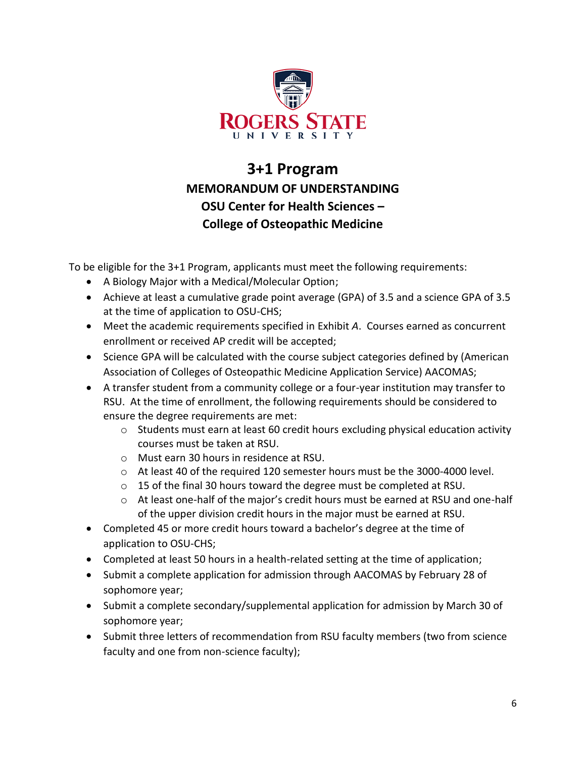ROGERS STATE UNIVERSITY

# 3+1 Program

## MEMORANDUM OF UNDERSTANDING
## OSU Center for Health Sciences –
## College of Osteopathic Medicine

To be eligible for the 3+1 Program, applicants must meet the following requirements:

- A Biology Major with a Medical/Molecular Option;
- Achieve at least a cumulative grade point average (GPA) of 3.5 and a science GPA of 3.5 at the time of application to OSU-CHS;
- Meet the academic requirements specified in Exhibit *A*. Courses earned as concurrent enrollment or received AP credit will be accepted;
- Science GPA will be calculated with the course subject categories defined by (American Association of Colleges of Osteopathic Medicine Application Service) AACOMAS;
- A transfer student from a community college or a four-year institution may transfer to RSU. At the time of enrollment, the following requirements should be considered to ensure the degree requirements are met:
  - Students must earn at least 60 credit hours excluding physical education activity courses must be taken at RSU.
  - Must earn 30 hours in residence at RSU.
  - At least 40 of the required 120 semester hours must be the 3000-4000 level.
  - 15 of the final 30 hours toward the degree must be completed at RSU.
  - At least one-half of the major's credit hours must be earned at RSU and one-half of the upper division credit hours in the major must be earned at RSU.
- Completed 45 or more credit hours toward a bachelor's degree at the time of application to OSU-CHS;
- Completed at least 50 hours in a health-related setting at the time of application;
- Submit a complete application for admission through AACOMAS by February 28 of sophomore year;
- Submit a complete secondary/supplemental application for admission by March 30 of sophomore year;
- Submit three letters of recommendation from RSU faculty members (two from science faculty and one from non-science faculty);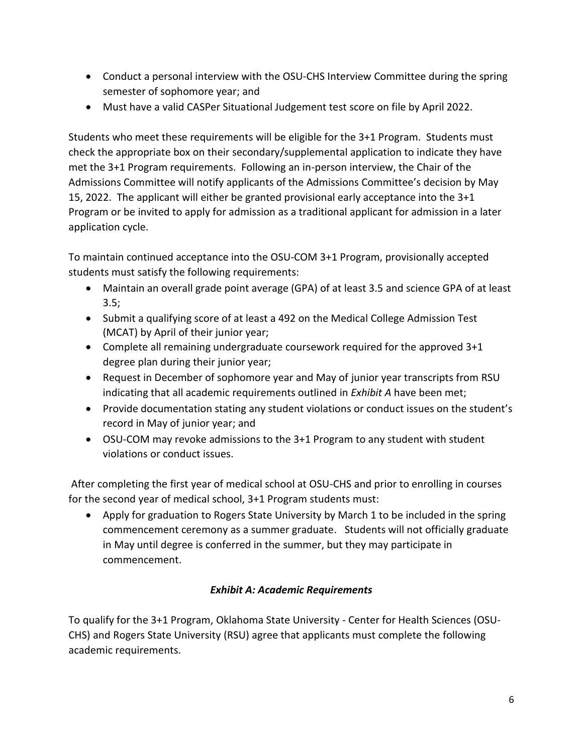- Conduct a personal interview with the OSU-CHS Interview Committee during the spring semester of sophomore year; and
- Must have a valid CASPer Situational Judgement test score on file by April 2022.

Students who meet these requirements will be eligible for the 3+1 Program. Students must check the appropriate box on their secondary/supplemental application to indicate they have met the 3+1 Program requirements. Following an in-person interview, the Chair of the Admissions Committee will notify applicants of the Admissions Committee's decision by May 15, 2022. The applicant will either be granted provisional early acceptance into the 3+1 Program or be invited to apply for admission as a traditional applicant for admission in a later application cycle.

To maintain continued acceptance into the OSU-COM 3+1 Program, provisionally accepted students must satisfy the following requirements:

- Maintain an overall grade point average (GPA) of at least 3.5 and science GPA of at least 3.5;
- Submit a qualifying score of at least a 492 on the Medical College Admission Test (MCAT) by April of their junior year;
- Complete all remaining undergraduate coursework required for the approved 3+1 degree plan during their junior year;
- Request in December of sophomore year and May of junior year transcripts from RSU indicating that all academic requirements outlined in *Exhibit A* have been met;
- Provide documentation stating any student violations or conduct issues on the student's record in May of junior year; and
- OSU-COM may revoke admissions to the 3+1 Program to any student with student violations or conduct issues.

After completing the first year of medical school at OSU-CHS and prior to enrolling in courses for the second year of medical school, 3+1 Program students must:

- Apply for graduation to Rogers State University by March 1 to be included in the spring commencement ceremony as a summer graduate. Students will not officially graduate in May until degree is conferred in the summer, but they may participate in commencement.

### *Exhibit A: Academic Requirements*

To qualify for the 3+1 Program, Oklahoma State University - Center for Health Sciences (OSU-CHS) and Rogers State University (RSU) agree that applicants must complete the following academic requirements.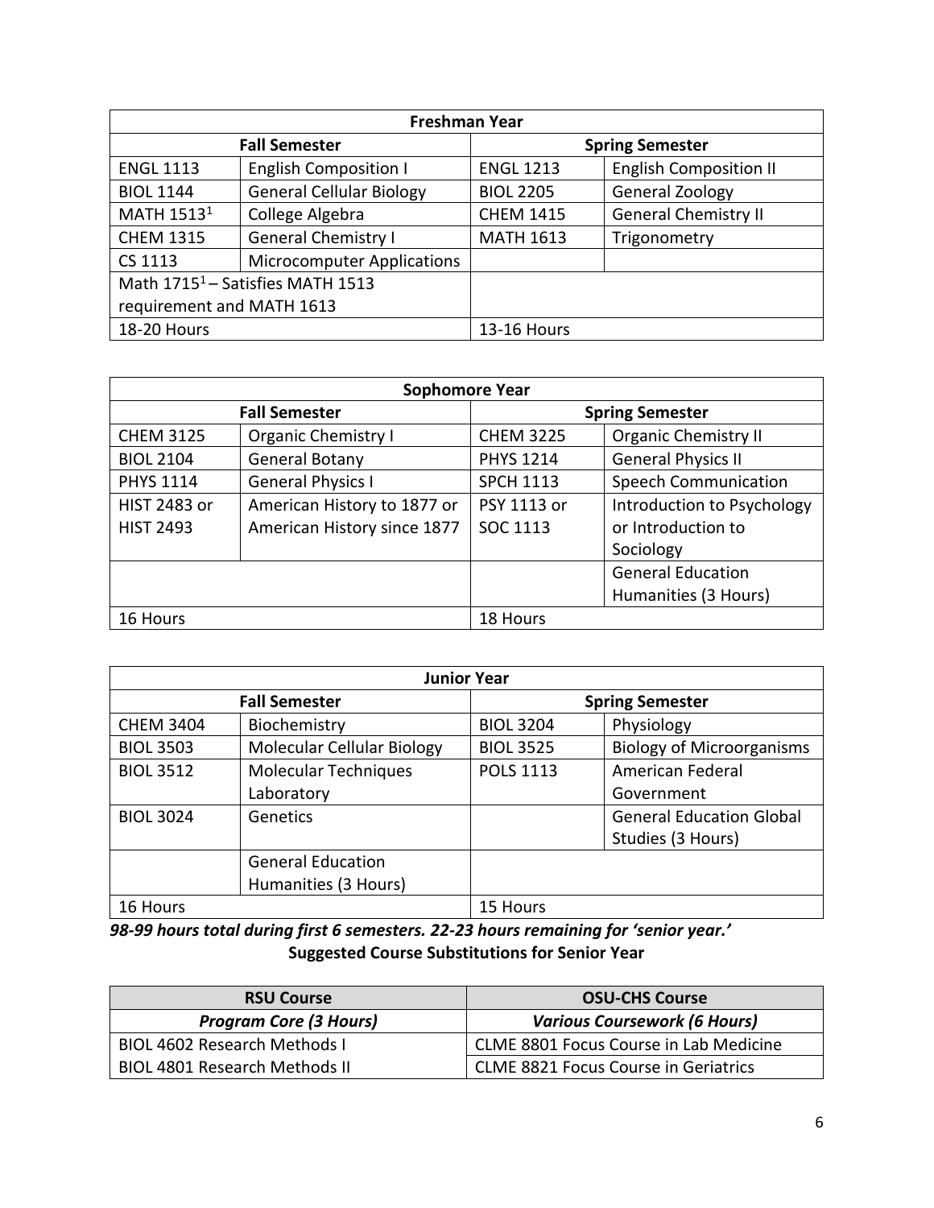| Freshman Year | | | |
|---|---|---|---|
| **Fall Semester** | | **Spring Semester** | |
| ENGL 1113 | English Composition I | ENGL 1213 | English Composition II |
| BIOL 1144 | General Cellular Biology | BIOL 2205 | General Zoology |
| MATH 1513[1] | College Algebra | CHEM 1415 | General Chemistry II |
| CHEM 1315 | General Chemistry I | MATH 1613 | Trigonometry |
| CS 1113 | Microcomputer Applications | | |
| Math 1715[1] – Satisfies MATH 1513 requirement and MATH 1613 | | | |
| 18-20 Hours | | 13-16 Hours | |

| Sophomore Year | | | |
|---|---|---|---|
| **Fall Semester** | | **Spring Semester** | |
| CHEM 3125 | Organic Chemistry I | CHEM 3225 | Organic Chemistry II |
| BIOL 2104 | General Botany | PHYS 1214 | General Physics II |
| PHYS 1114 | General Physics I | SPCH 1113 | Speech Communication |
| HIST 2483 or HIST 2493 | American History to 1877 or American History since 1877 | PSY 1113 or SOC 1113 | Introduction to Psychology or Introduction to Sociology |
| | | | General Education Humanities (3 Hours) |
| 16 Hours | | 18 Hours | |

| Junior Year | | | |
|---|---|---|---|
| **Fall Semester** | | **Spring Semester** | |
| CHEM 3404 | Biochemistry | BIOL 3204 | Physiology |
| BIOL 3503 | Molecular Cellular Biology | BIOL 3525 | Biology of Microorganisms |
| BIOL 3512 | Molecular Techniques Laboratory | POLS 1113 | American Federal Government |
| BIOL 3024 | Genetics | | General Education Global Studies (3 Hours) |
| | General Education Humanities (3 Hours) | | |
| 16 Hours | | 15 Hours | |

***98-99 hours total during first 6 semesters. 22-23 hours remaining for 'senior year.'***

**Suggested Course Substitutions for Senior Year**

| RSU Course | OSU-CHS Course |
|---|---|
| ***Program Core (3 Hours)*** | ***Various Coursework (6 Hours)*** |
| BIOL 4602 Research Methods I | CLME 8801 Focus Course in Lab Medicine |
| BIOL 4801 Research Methods II | CLME 8821 Focus Course in Geriatrics |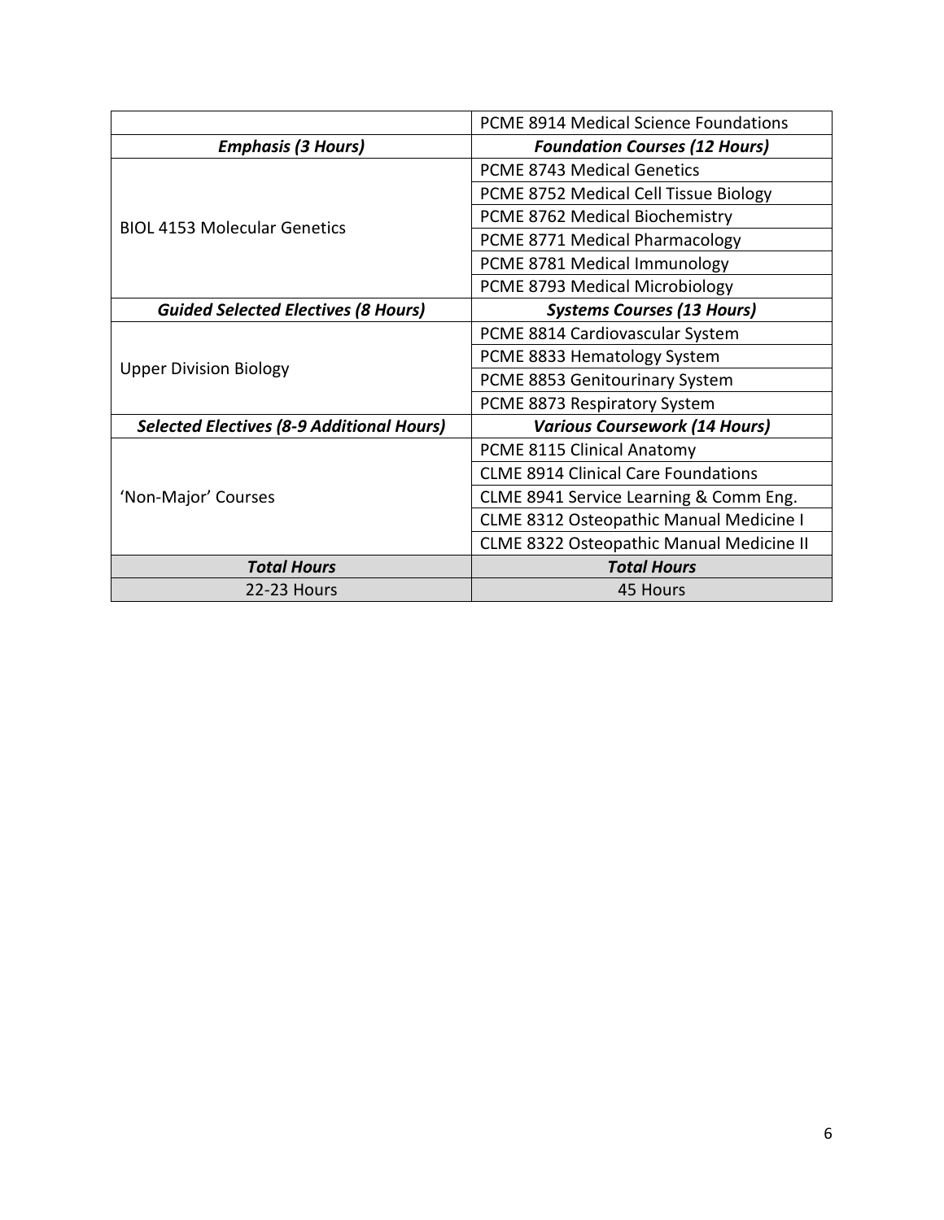| | |
|---|---|
| | PCME 8914 Medical Science Foundations |
| ***Emphasis (3 Hours)*** | ***Foundation Courses (12 Hours)*** |
| BIOL 4153 Molecular Genetics | PCME 8743 Medical Genetics |
| | PCME 8752 Medical Cell Tissue Biology |
| | PCME 8762 Medical Biochemistry |
| | PCME 8771 Medical Pharmacology |
| | PCME 8781 Medical Immunology |
| | PCME 8793 Medical Microbiology |
| ***Guided Selected Electives (8 Hours)*** | ***Systems Courses (13 Hours)*** |
| Upper Division Biology | PCME 8814 Cardiovascular System |
| | PCME 8833 Hematology System |
| | PCME 8853 Genitourinary System |
| | PCME 8873 Respiratory System |
| ***Selected Electives (8-9 Additional Hours)*** | ***Various Coursework (14 Hours)*** |
| 'Non-Major' Courses | PCME 8115 Clinical Anatomy |
| | CLME 8914 Clinical Care Foundations |
| | CLME 8941 Service Learning & Comm Eng. |
| | CLME 8312 Osteopathic Manual Medicine I |
| | CLME 8322 Osteopathic Manual Medicine II |
| ***Total Hours*** | ***Total Hours*** |
| 22-23 Hours | 45 Hours |